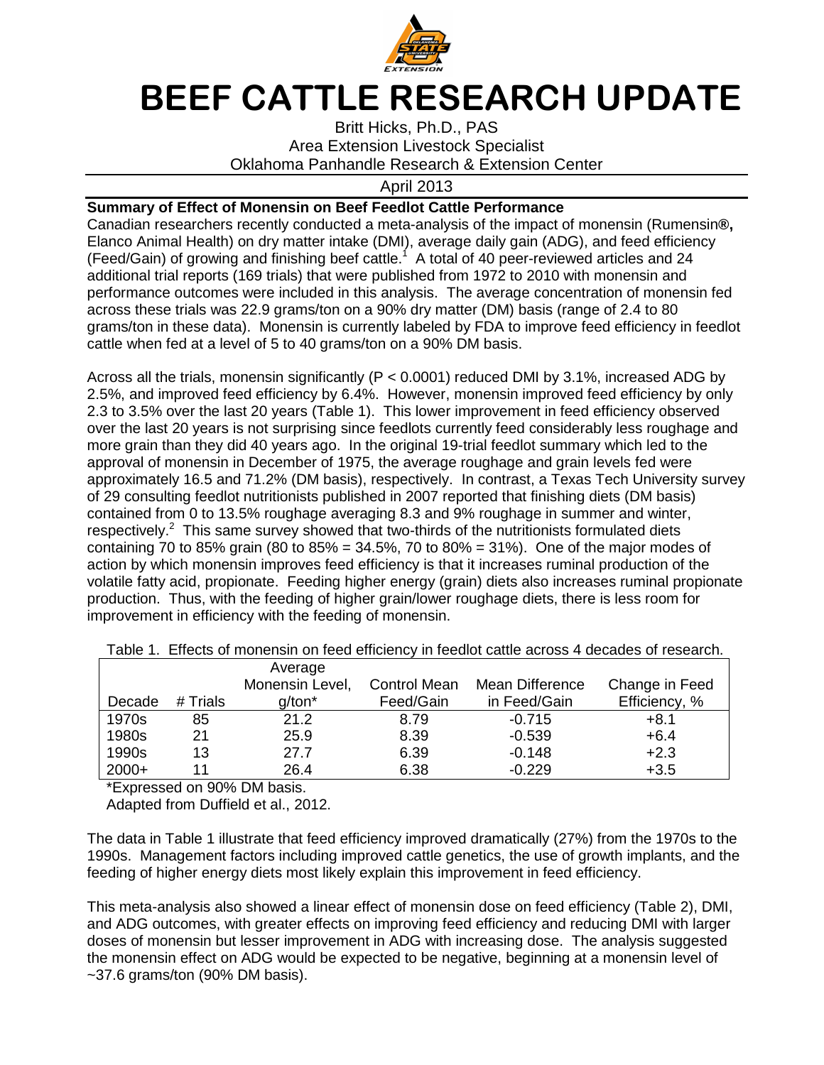# BEEF CATTLE RESEARCH UPDATE

Britt Hicks, Ph.D., PAS
Area Extension Livestock Specialist
Oklahoma Panhandle Research & Extension Center

April 2013

**Summary of Effect of Monensin on Beef Feedlot Cattle Performance**

Canadian researchers recently conducted a meta-analysis of the impact of monensin (Rumensin**®,** Elanco Animal Health) on dry matter intake (DMI), average daily gain (ADG), and feed efficiency (Feed/Gain) of growing and finishing beef cattle.[1] A total of 40 peer-reviewed articles and 24 additional trial reports (169 trials) that were published from 1972 to 2010 with monensin and performance outcomes were included in this analysis. The average concentration of monensin fed across these trials was 22.9 grams/ton on a 90% dry matter (DM) basis (range of 2.4 to 80 grams/ton in these data). Monensin is currently labeled by FDA to improve feed efficiency in feedlot cattle when fed at a level of 5 to 40 grams/ton on a 90% DM basis.

Across all the trials, monensin significantly ($P < 0.0001$) reduced DMI by 3.1%, increased ADG by 2.5%, and improved feed efficiency by 6.4%. However, monensin improved feed efficiency by only 2.3 to 3.5% over the last 20 years (Table 1). This lower improvement in feed efficiency observed over the last 20 years is not surprising since feedlots currently feed considerably less roughage and more grain than they did 40 years ago. In the original 19-trial feedlot summary which led to the approval of monensin in December of 1975, the average roughage and grain levels fed were approximately 16.5 and 71.2% (DM basis), respectively. In contrast, a Texas Tech University survey of 29 consulting feedlot nutritionists published in 2007 reported that finishing diets (DM basis) contained from 0 to 13.5% roughage averaging 8.3 and 9% roughage in summer and winter, respectively.[2] This same survey showed that two-thirds of the nutritionists formulated diets containing 70 to 85% grain (80 to 85% = 34.5%, 70 to 80% = 31%). One of the major modes of action by which monensin improves feed efficiency is that it increases ruminal production of the volatile fatty acid, propionate. Feeding higher energy (grain) diets also increases ruminal propionate production. Thus, with the feeding of higher grain/lower roughage diets, there is less room for improvement in efficiency with the feeding of monensin.

Table 1. Effects of monensin on feed efficiency in feedlot cattle across 4 decades of research.

| Decade | # Trials | Average Monensin Level, g/ton* | Control Mean Feed/Gain | Mean Difference in Feed/Gain | Change in Feed Efficiency, % |
|---|---|---|---|---|---|
| 1970s | 85 | 21.2 | 8.79 | -0.715 | +8.1 |
| 1980s | 21 | 25.9 | 8.39 | -0.539 | +6.4 |
| 1990s | 13 | 27.7 | 6.39 | -0.148 | +2.3 |
| 2000+ | 11 | 26.4 | 6.38 | -0.229 | +3.5 |

*Expressed on 90% DM basis.
Adapted from Duffield et al., 2012.

The data in Table 1 illustrate that feed efficiency improved dramatically (27%) from the 1970s to the 1990s. Management factors including improved cattle genetics, the use of growth implants, and the feeding of higher energy diets most likely explain this improvement in feed efficiency.

This meta-analysis also showed a linear effect of monensin dose on feed efficiency (Table 2), DMI, and ADG outcomes, with greater effects on improving feed efficiency and reducing DMI with larger doses of monensin but lesser improvement in ADG with increasing dose. The analysis suggested the monensin effect on ADG would be expected to be negative, beginning at a monensin level of ~37.6 grams/ton (90% DM basis).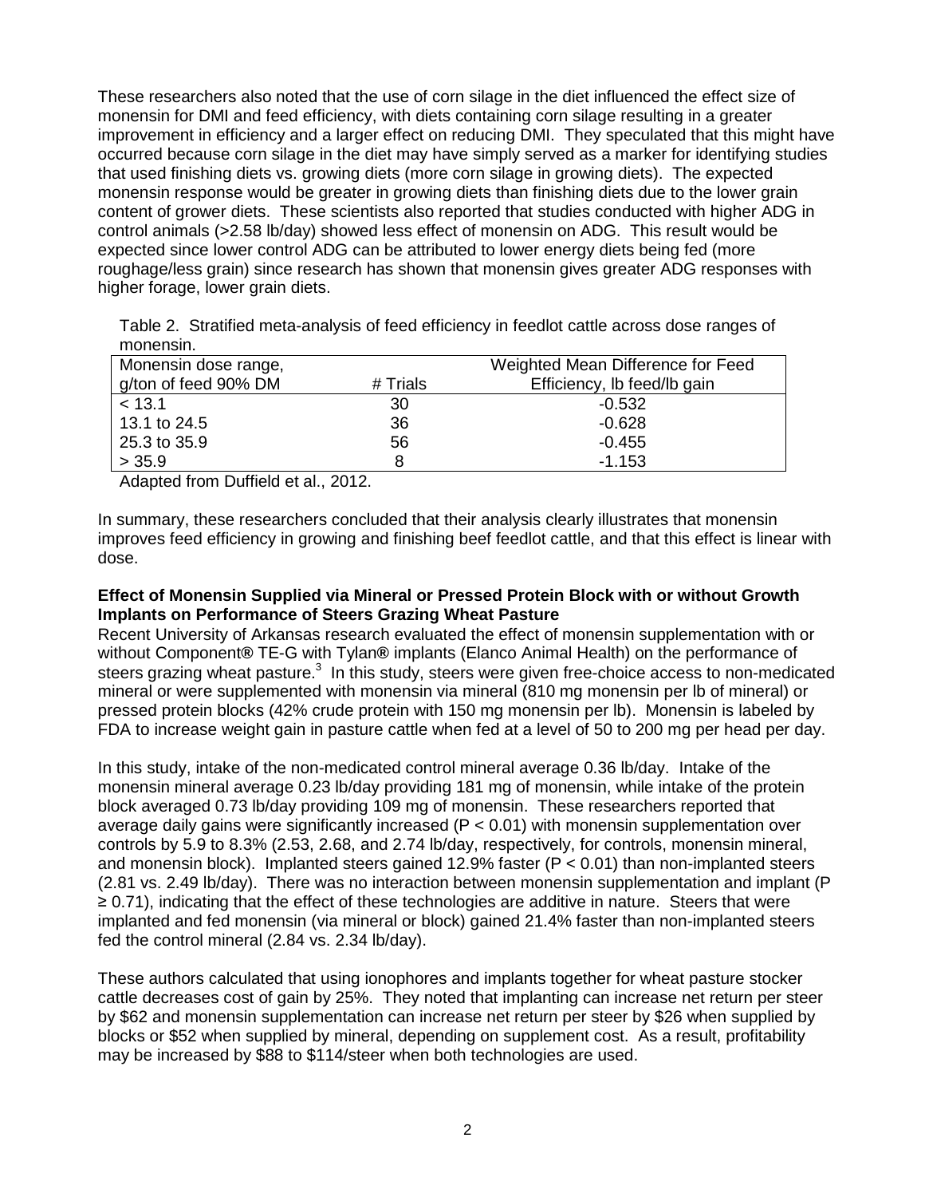These researchers also noted that the use of corn silage in the diet influenced the effect size of monensin for DMI and feed efficiency, with diets containing corn silage resulting in a greater improvement in efficiency and a larger effect on reducing DMI. They speculated that this might have occurred because corn silage in the diet may have simply served as a marker for identifying studies that used finishing diets vs. growing diets (more corn silage in growing diets). The expected monensin response would be greater in growing diets than finishing diets due to the lower grain content of grower diets. These scientists also reported that studies conducted with higher ADG in control animals (>2.58 lb/day) showed less effect of monensin on ADG. This result would be expected since lower control ADG can be attributed to lower energy diets being fed (more roughage/less grain) since research has shown that monensin gives greater ADG responses with higher forage, lower grain diets.

Table 2. Stratified meta-analysis of feed efficiency in feedlot cattle across dose ranges of monensin.

| Monensin dose range, g/ton of feed 90% DM | # Trials | Weighted Mean Difference for Feed Efficiency, lb feed/lb gain |
|---|---|---|
| < 13.1 | 30 | -0.532 |
| 13.1 to 24.5 | 36 | -0.628 |
| 25.3 to 35.9 | 56 | -0.455 |
| > 35.9 | 8 | -1.153 |

Adapted from Duffield et al., 2012.

In summary, these researchers concluded that their analysis clearly illustrates that monensin improves feed efficiency in growing and finishing beef feedlot cattle, and that this effect is linear with dose.

**Effect of Monensin Supplied via Mineral or Pressed Protein Block with or without Growth Implants on Performance of Steers Grazing Wheat Pasture**

Recent University of Arkansas research evaluated the effect of monensin supplementation with or without Component® TE-G with Tylan® implants (Elanco Animal Health) on the performance of steers grazing wheat pasture.[3] In this study, steers were given free-choice access to non-medicated mineral or were supplemented with monensin via mineral (810 mg monensin per lb of mineral) or pressed protein blocks (42% crude protein with 150 mg monensin per lb). Monensin is labeled by FDA to increase weight gain in pasture cattle when fed at a level of 50 to 200 mg per head per day.

In this study, intake of the non-medicated control mineral average 0.36 lb/day. Intake of the monensin mineral average 0.23 lb/day providing 181 mg of monensin, while intake of the protein block averaged 0.73 lb/day providing 109 mg of monensin. These researchers reported that average daily gains were significantly increased ($P < 0.01$) with monensin supplementation over controls by 5.9 to 8.3% (2.53, 2.68, and 2.74 lb/day, respectively, for controls, monensin mineral, and monensin block). Implanted steers gained 12.9% faster ($P < 0.01$) than non-implanted steers (2.81 vs. 2.49 lb/day). There was no interaction between monensin supplementation and implant ($P \geq 0.71$), indicating that the effect of these technologies are additive in nature. Steers that were implanted and fed monensin (via mineral or block) gained 21.4% faster than non-implanted steers fed the control mineral (2.84 vs. 2.34 lb/day).

These authors calculated that using ionophores and implants together for wheat pasture stocker cattle decreases cost of gain by 25%. They noted that implanting can increase net return per steer by $62 and monensin supplementation can increase net return per steer by $26 when supplied by blocks or $52 when supplied by mineral, depending on supplement cost. As a result, profitability may be increased by $88 to $114/steer when both technologies are used.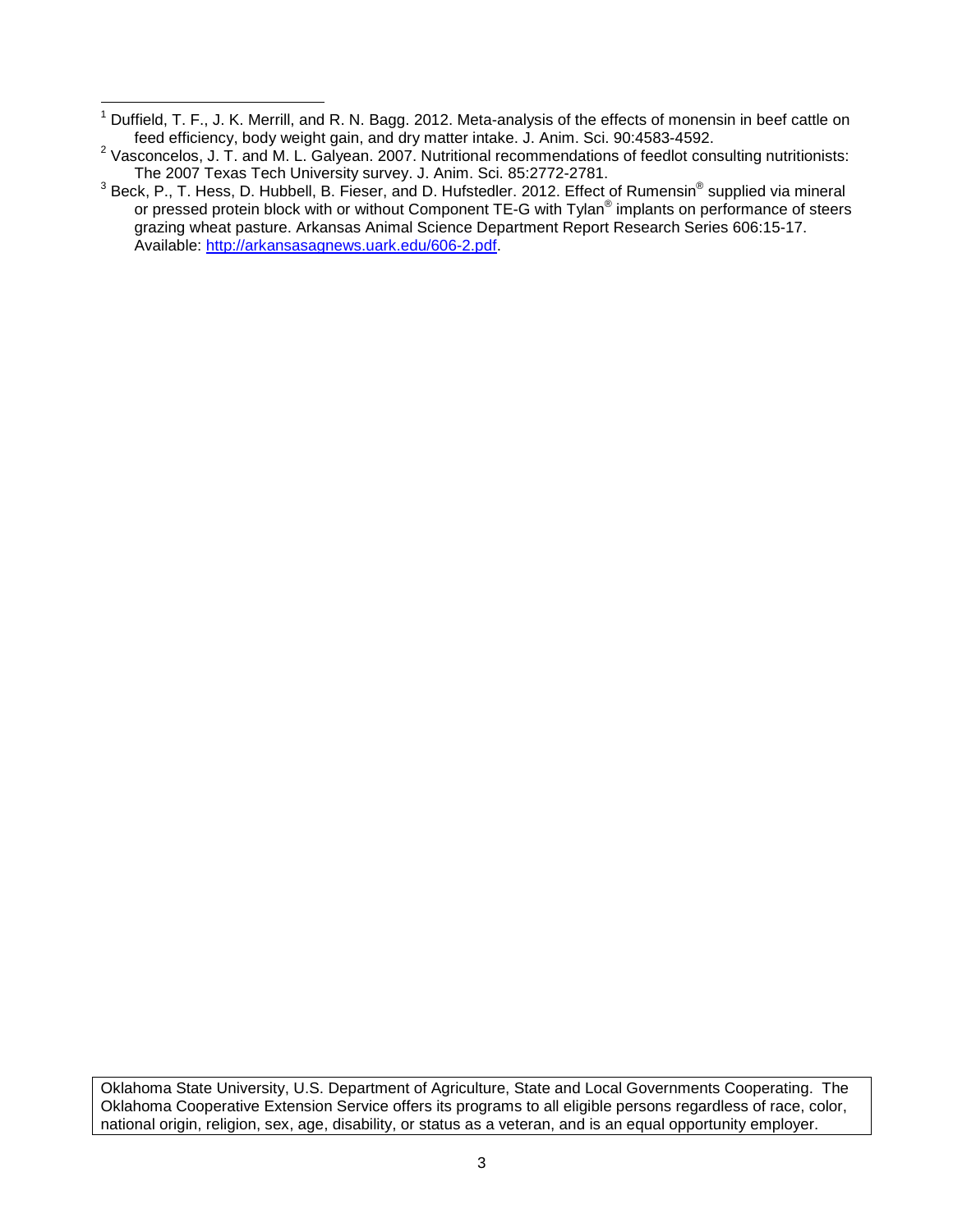[1] Duffield, T. F., J. K. Merrill, and R. N. Bagg. 2012. Meta-analysis of the effects of monensin in beef cattle on feed efficiency, body weight gain, and dry matter intake. J. Anim. Sci. 90:4583-4592.

[2] Vasconcelos, J. T. and M. L. Galyean. 2007. Nutritional recommendations of feedlot consulting nutritionists: The 2007 Texas Tech University survey. J. Anim. Sci. 85:2772-2781.

[3] Beck, P., T. Hess, D. Hubbell, B. Fieser, and D. Hufstedler. 2012. Effect of Rumensin® supplied via mineral or pressed protein block with or without Component TE-G with Tylan® implants on performance of steers grazing wheat pasture. Arkansas Animal Science Department Report Research Series 606:15-17. Available: http://arkansasagnews.uark.edu/606-2.pdf.

Oklahoma State University, U.S. Department of Agriculture, State and Local Governments Cooperating. The Oklahoma Cooperative Extension Service offers its programs to all eligible persons regardless of race, color, national origin, religion, sex, age, disability, or status as a veteran, and is an equal opportunity employer.